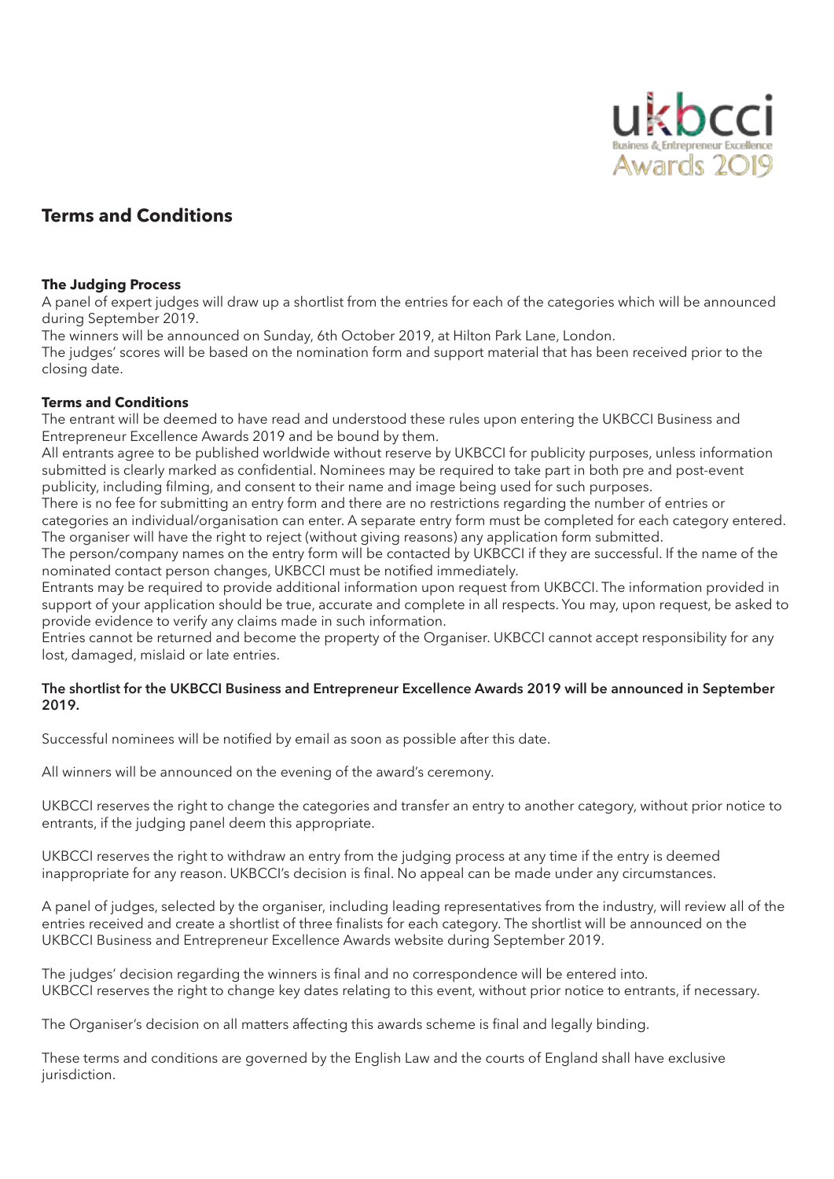# Terms and Conditions

### The Judging Process

A panel of expert judges will draw up a shortlist from the entries for each of the categories which will be announced during September 2019.
The winners will be announced on Sunday, 6th October 2019, at Hilton Park Lane, London.
The judges' scores will be based on the nomination form and support material that has been received prior to the closing date.

### Terms and Conditions

The entrant will be deemed to have read and understood these rules upon entering the UKBCCI Business and Entrepreneur Excellence Awards 2019 and be bound by them.
All entrants agree to be published worldwide without reserve by UKBCCI for publicity purposes, unless information submitted is clearly marked as confidential. Nominees may be required to take part in both pre and post-event publicity, including filming, and consent to their name and image being used for such purposes.
There is no fee for submitting an entry form and there are no restrictions regarding the number of entries or categories an individual/organisation can enter. A separate entry form must be completed for each category entered.
The organiser will have the right to reject (without giving reasons) any application form submitted.
The person/company names on the entry form will be contacted by UKBCCI if they are successful. If the name of the nominated contact person changes, UKBCCI must be notified immediately.
Entrants may be required to provide additional information upon request from UKBCCI. The information provided in support of your application should be true, accurate and complete in all respects. You may, upon request, be asked to provide evidence to verify any claims made in such information.
Entries cannot be returned and become the property of the Organiser. UKBCCI cannot accept responsibility for any lost, damaged, mislaid or late entries.

**The shortlist for the UKBCCI Business and Entrepreneur Excellence Awards 2019 will be announced in September 2019.**

Successful nominees will be notified by email as soon as possible after this date.

All winners will be announced on the evening of the award's ceremony.

UKBCCI reserves the right to change the categories and transfer an entry to another category, without prior notice to entrants, if the judging panel deem this appropriate.

UKBCCI reserves the right to withdraw an entry from the judging process at any time if the entry is deemed inappropriate for any reason. UKBCCI's decision is final. No appeal can be made under any circumstances.

A panel of judges, selected by the organiser, including leading representatives from the industry, will review all of the entries received and create a shortlist of three finalists for each category. The shortlist will be announced on the UKBCCI Business and Entrepreneur Excellence Awards website during September 2019.

The judges' decision regarding the winners is final and no correspondence will be entered into.
UKBCCI reserves the right to change key dates relating to this event, without prior notice to entrants, if necessary.

The Organiser's decision on all matters affecting this awards scheme is final and legally binding.

These terms and conditions are governed by the English Law and the courts of England shall have exclusive jurisdiction.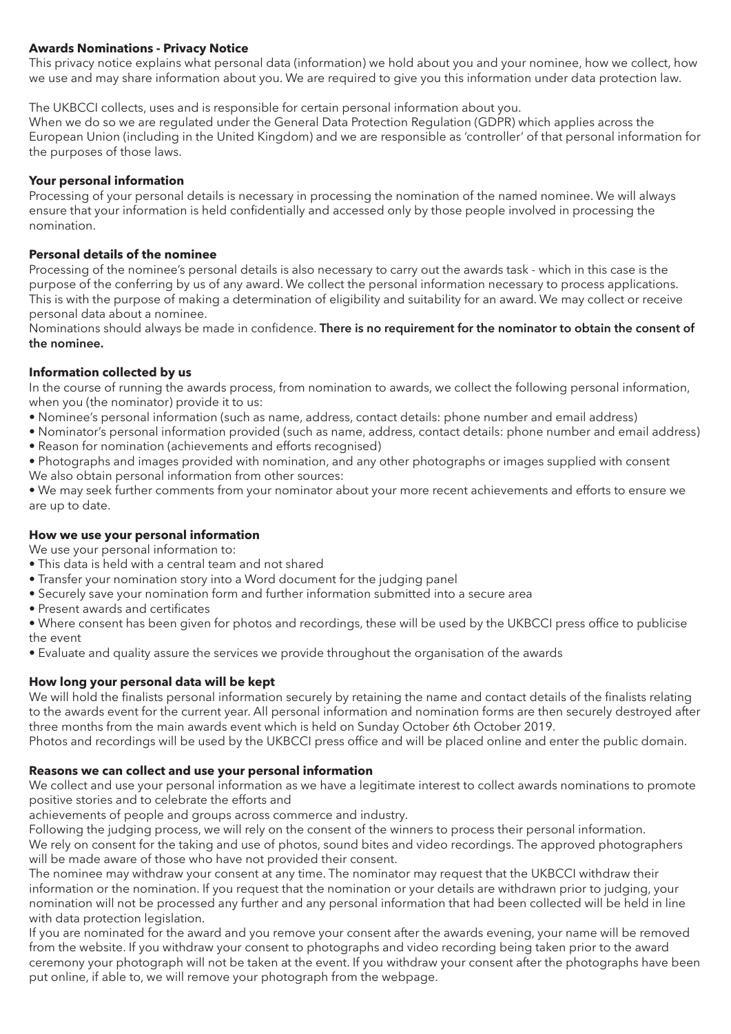## Awards Nominations - Privacy Notice

This privacy notice explains what personal data (information) we hold about you and your nominee, how we collect, how we use and may share information about you. We are required to give you this information under data protection law.

The UKBCCI collects, uses and is responsible for certain personal information about you.
When we do so we are regulated under the General Data Protection Regulation (GDPR) which applies across the European Union (including in the United Kingdom) and we are responsible as 'controller' of that personal information for the purposes of those laws.

### Your personal information

Processing of your personal details is necessary in processing the nomination of the named nominee. We will always ensure that your information is held confidentially and accessed only by those people involved in processing the nomination.

### Personal details of the nominee

Processing of the nominee's personal details is also necessary to carry out the awards task - which in this case is the purpose of the conferring by us of any award. We collect the personal information necessary to process applications. This is with the purpose of making a determination of eligibility and suitability for an award. We may collect or receive personal data about a nominee.
Nominations should always be made in confidence. **There is no requirement for the nominator to obtain the consent of the nominee.**

### Information collected by us

In the course of running the awards process, from nomination to awards, we collect the following personal information, when you (the nominator) provide it to us:

- Nominee's personal information (such as name, address, contact details: phone number and email address)
- Nominator's personal information provided (such as name, address, contact details: phone number and email address)
- Reason for nomination (achievements and efforts recognised)
- Photographs and images provided with nomination, and any other photographs or images supplied with consent

We also obtain personal information from other sources:

- We may seek further comments from your nominator about your more recent achievements and efforts to ensure we are up to date.

### How we use your personal information

We use your personal information to:

- This data is held with a central team and not shared
- Transfer your nomination story into a Word document for the judging panel
- Securely save your nomination form and further information submitted into a secure area
- Present awards and certificates
- Where consent has been given for photos and recordings, these will be used by the UKBCCI press office to publicise the event
- Evaluate and quality assure the services we provide throughout the organisation of the awards

### How long your personal data will be kept

We will hold the finalists personal information securely by retaining the name and contact details of the finalists relating to the awards event for the current year. All personal information and nomination forms are then securely destroyed after three months from the main awards event which is held on Sunday October 6th October 2019.
Photos and recordings will be used by the UKBCCI press office and will be placed online and enter the public domain.

### Reasons we can collect and use your personal information

We collect and use your personal information as we have a legitimate interest to collect awards nominations to promote positive stories and to celebrate the efforts and
achievements of people and groups across commerce and industry.
Following the judging process, we will rely on the consent of the winners to process their personal information.
We rely on consent for the taking and use of photos, sound bites and video recordings. The approved photographers will be made aware of those who have not provided their consent.
The nominee may withdraw your consent at any time. The nominator may request that the UKBCCI withdraw their information or the nomination. If you request that the nomination or your details are withdrawn prior to judging, your nomination will not be processed any further and any personal information that had been collected will be held in line with data protection legislation.
If you are nominated for the award and you remove your consent after the awards evening, your name will be removed from the website. If you withdraw your consent to photographs and video recording being taken prior to the award ceremony your photograph will not be taken at the event. If you withdraw your consent after the photographs have been put online, if able to, we will remove your photograph from the webpage.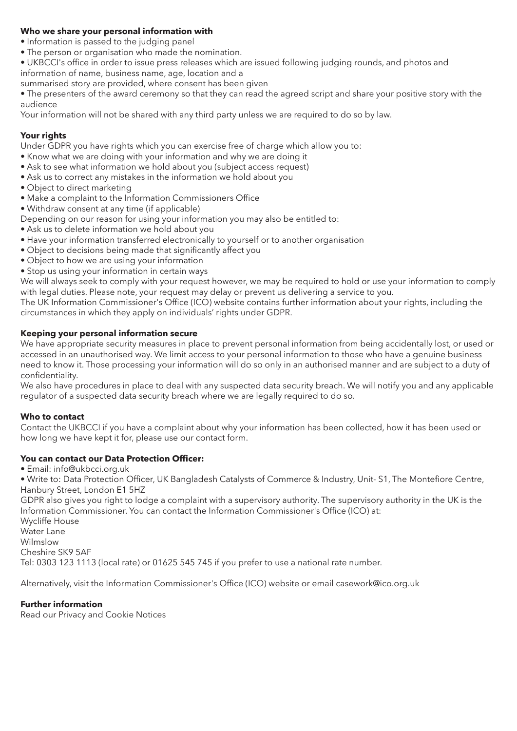**Who we share your personal information with**

- Information is passed to the judging panel
- The person or organisation who made the nomination.
- UKBCCI's office in order to issue press releases which are issued following judging rounds, and photos and information of name, business name, age, location and a summarised story are provided, where consent has been given
- The presenters of the award ceremony so that they can read the agreed script and share your positive story with the audience

Your information will not be shared with any third party unless we are required to do so by law.

**Your rights**

Under GDPR you have rights which you can exercise free of charge which allow you to:

- Know what we are doing with your information and why we are doing it
- Ask to see what information we hold about you (subject access request)
- Ask us to correct any mistakes in the information we hold about you
- Object to direct marketing
- Make a complaint to the Information Commissioners Office
- Withdraw consent at any time (if applicable)

Depending on our reason for using your information you may also be entitled to:

- Ask us to delete information we hold about you
- Have your information transferred electronically to yourself or to another organisation
- Object to decisions being made that significantly affect you
- Object to how we are using your information
- Stop us using your information in certain ways

We will always seek to comply with your request however, we may be required to hold or use your information to comply with legal duties. Please note, your request may delay or prevent us delivering a service to you.
The UK Information Commissioner's Office (ICO) website contains further information about your rights, including the circumstances in which they apply on individuals' rights under GDPR.

**Keeping your personal information secure**

We have appropriate security measures in place to prevent personal information from being accidentally lost, or used or accessed in an unauthorised way. We limit access to your personal information to those who have a genuine business need to know it. Those processing your information will do so only in an authorised manner and are subject to a duty of confidentiality.
We also have procedures in place to deal with any suspected data security breach. We will notify you and any applicable regulator of a suspected data security breach where we are legally required to do so.

**Who to contact**

Contact the UKBCCI if you have a complaint about why your information has been collected, how it has been used or how long we have kept it for, please use our contact form.

**You can contact our Data Protection Officer:**

- Email: info@ukbcci.org.uk
- Write to: Data Protection Officer, UK Bangladesh Catalysts of Commerce & Industry, Unit- S1, The Montefiore Centre, Hanbury Street, London E1 5HZ

GDPR also gives you right to lodge a complaint with a supervisory authority. The supervisory authority in the UK is the Information Commissioner. You can contact the Information Commissioner's Office (ICO) at:
Wycliffe House
Water Lane
Wilmslow
Cheshire SK9 5AF
Tel: 0303 123 1113 (local rate) or 01625 545 745 if you prefer to use a national rate number.

Alternatively, visit the Information Commissioner's Office (ICO) website or email casework@ico.org.uk

**Further information**

Read our Privacy and Cookie Notices